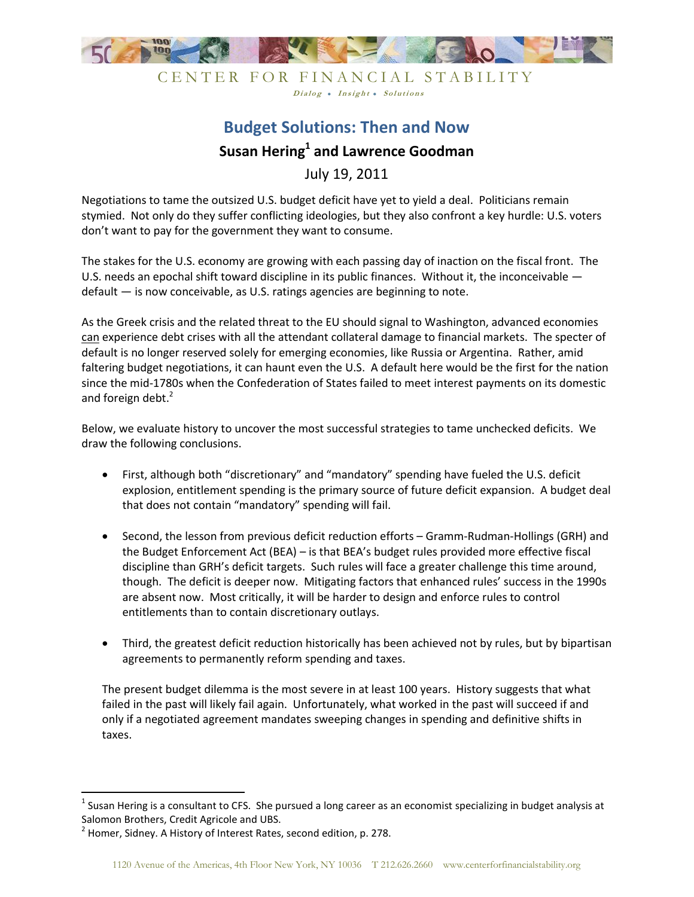CENTER FOR FINANCIAL STABILITY

*Dialog • Insight • Solutions*

# Budget Solutions: Then and Now

## Susan Hering[1] and Lawrence Goodman

July 19, 2011

Negotiations to tame the outsized U.S. budget deficit have yet to yield a deal. Politicians remain stymied. Not only do they suffer conflicting ideologies, but they also confront a key hurdle: U.S. voters don't want to pay for the government they want to consume.

The stakes for the U.S. economy are growing with each passing day of inaction on the fiscal front. The U.S. needs an epochal shift toward discipline in its public finances. Without it, the inconceivable — default — is now conceivable, as U.S. ratings agencies are beginning to note.

As the Greek crisis and the related threat to the EU should signal to Washington, advanced economies can experience debt crises with all the attendant collateral damage to financial markets. The specter of default is no longer reserved solely for emerging economies, like Russia or Argentina. Rather, amid faltering budget negotiations, it can haunt even the U.S. A default here would be the first for the nation since the mid-1780s when the Confederation of States failed to meet interest payments on its domestic and foreign debt.[2]

Below, we evaluate history to uncover the most successful strategies to tame unchecked deficits. We draw the following conclusions.

- First, although both "discretionary" and "mandatory" spending have fueled the U.S. deficit explosion, entitlement spending is the primary source of future deficit expansion. A budget deal that does not contain "mandatory" spending will fail.

- Second, the lesson from previous deficit reduction efforts – Gramm-Rudman-Hollings (GRH) and the Budget Enforcement Act (BEA) – is that BEA's budget rules provided more effective fiscal discipline than GRH's deficit targets. Such rules will face a greater challenge this time around, though. The deficit is deeper now. Mitigating factors that enhanced rules' success in the 1990s are absent now. Most critically, it will be harder to design and enforce rules to control entitlements than to contain discretionary outlays.

- Third, the greatest deficit reduction historically has been achieved not by rules, but by bipartisan agreements to permanently reform spending and taxes.

The present budget dilemma is the most severe in at least 100 years. History suggests that what failed in the past will likely fail again. Unfortunately, what worked in the past will succeed if and only if a negotiated agreement mandates sweeping changes in spending and definitive shifts in taxes.

---

[1] Susan Hering is a consultant to CFS. She pursued a long career as an economist specializing in budget analysis at Salomon Brothers, Credit Agricole and UBS.

[2] Homer, Sidney. A History of Interest Rates, second edition, p. 278.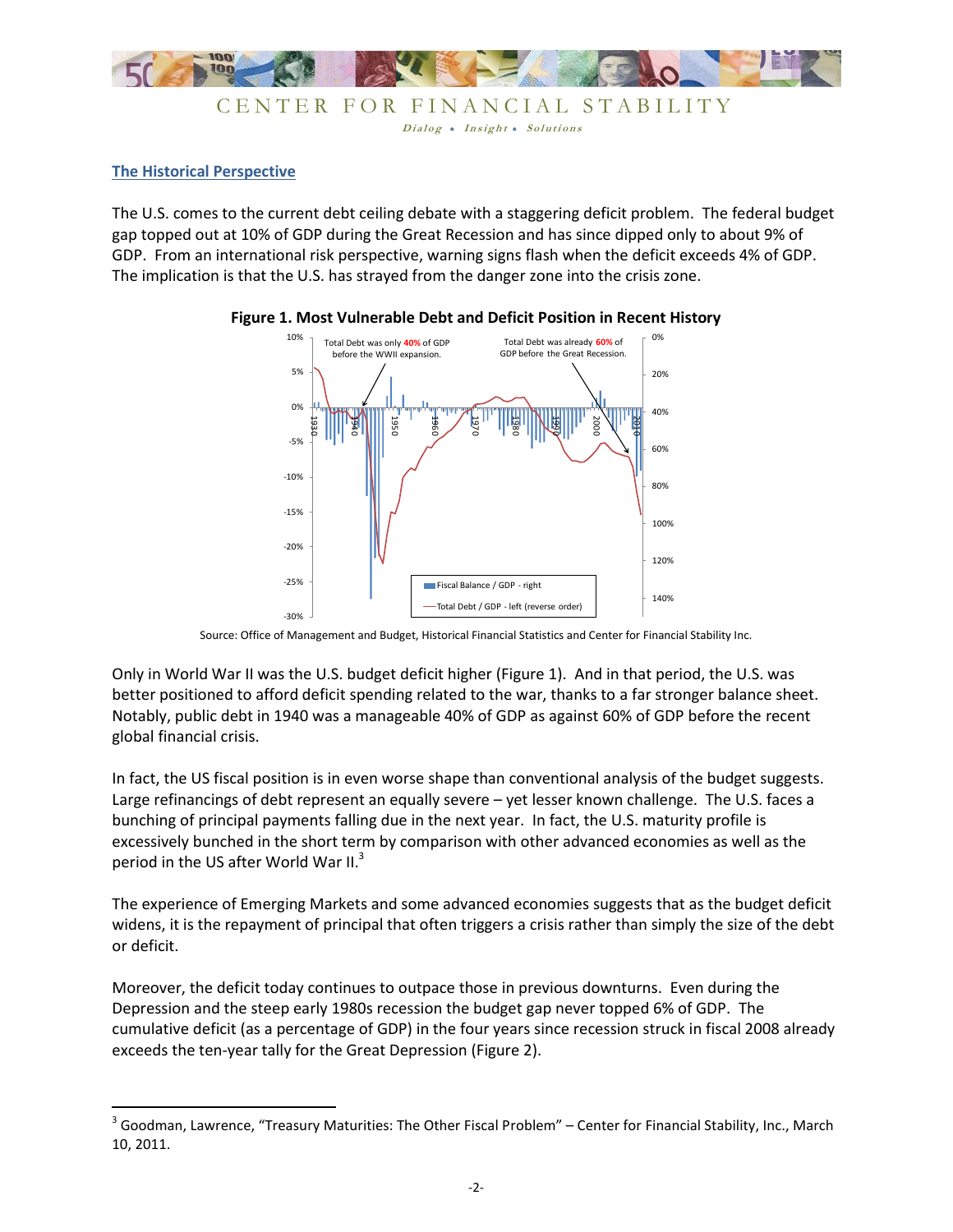## The Historical Perspective

The U.S. comes to the current debt ceiling debate with a staggering deficit problem. The federal budget gap topped out at 10% of GDP during the Great Recession and has since dipped only to about 9% of GDP. From an international risk perspective, warning signs flash when the deficit exceeds 4% of GDP. The implication is that the U.S. has strayed from the danger zone into the crisis zone.

**Figure 1. Most Vulnerable Debt and Deficit Position in Recent History**

Source: Office of Management and Budget, Historical Financial Statistics and Center for Financial Stability Inc.

Only in World War II was the U.S. budget deficit higher (Figure 1). And in that period, the U.S. was better positioned to afford deficit spending related to the war, thanks to a far stronger balance sheet. Notably, public debt in 1940 was a manageable 40% of GDP as against 60% of GDP before the recent global financial crisis.

In fact, the US fiscal position is in even worse shape than conventional analysis of the budget suggests. Large refinancings of debt represent an equally severe – yet lesser known challenge. The U.S. faces a bunching of principal payments falling due in the next year. In fact, the U.S. maturity profile is excessively bunched in the short term by comparison with other advanced economies as well as the period in the US after World War II.[3]

The experience of Emerging Markets and some advanced economies suggests that as the budget deficit widens, it is the repayment of principal that often triggers a crisis rather than simply the size of the debt or deficit.

Moreover, the deficit today continues to outpace those in previous downturns. Even during the Depression and the steep early 1980s recession the budget gap never topped 6% of GDP. The cumulative deficit (as a percentage of GDP) in the four years since recession struck in fiscal 2008 already exceeds the ten-year tally for the Great Depression (Figure 2).

[3] Goodman, Lawrence, "Treasury Maturities: The Other Fiscal Problem" – Center for Financial Stability, Inc., March 10, 2011.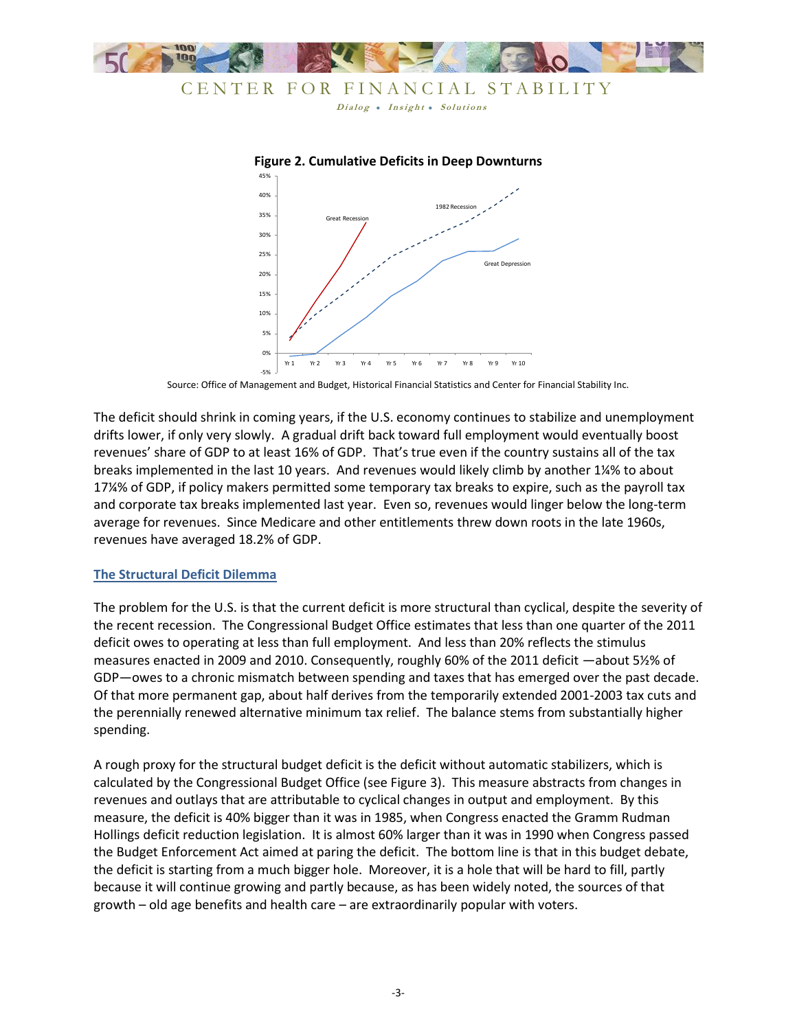**Figure 2. Cumulative Deficits in Deep Downturns**

Source: Office of Management and Budget, Historical Financial Statistics and Center for Financial Stability Inc.

The deficit should shrink in coming years, if the U.S. economy continues to stabilize and unemployment drifts lower, if only very slowly. A gradual drift back toward full employment would eventually boost revenues' share of GDP to at least 16% of GDP. That's true even if the country sustains all of the tax breaks implemented in the last 10 years. And revenues would likely climb by another 1¼% to about 17¼% of GDP, if policy makers permitted some temporary tax breaks to expire, such as the payroll tax and corporate tax breaks implemented last year. Even so, revenues would linger below the long-term average for revenues. Since Medicare and other entitlements threw down roots in the late 1960s, revenues have averaged 18.2% of GDP.

## The Structural Deficit Dilemma

The problem for the U.S. is that the current deficit is more structural than cyclical, despite the severity of the recent recession. The Congressional Budget Office estimates that less than one quarter of the 2011 deficit owes to operating at less than full employment. And less than 20% reflects the stimulus measures enacted in 2009 and 2010. Consequently, roughly 60% of the 2011 deficit —about 5½% of GDP—owes to a chronic mismatch between spending and taxes that has emerged over the past decade. Of that more permanent gap, about half derives from the temporarily extended 2001-2003 tax cuts and the perennially renewed alternative minimum tax relief. The balance stems from substantially higher spending.

A rough proxy for the structural budget deficit is the deficit without automatic stabilizers, which is calculated by the Congressional Budget Office (see Figure 3). This measure abstracts from changes in revenues and outlays that are attributable to cyclical changes in output and employment. By this measure, the deficit is 40% bigger than it was in 1985, when Congress enacted the Gramm Rudman Hollings deficit reduction legislation. It is almost 60% larger than it was in 1990 when Congress passed the Budget Enforcement Act aimed at paring the deficit. The bottom line is that in this budget debate, the deficit is starting from a much bigger hole. Moreover, it is a hole that will be hard to fill, partly because it will continue growing and partly because, as has been widely noted, the sources of that growth – old age benefits and health care – are extraordinarily popular with voters.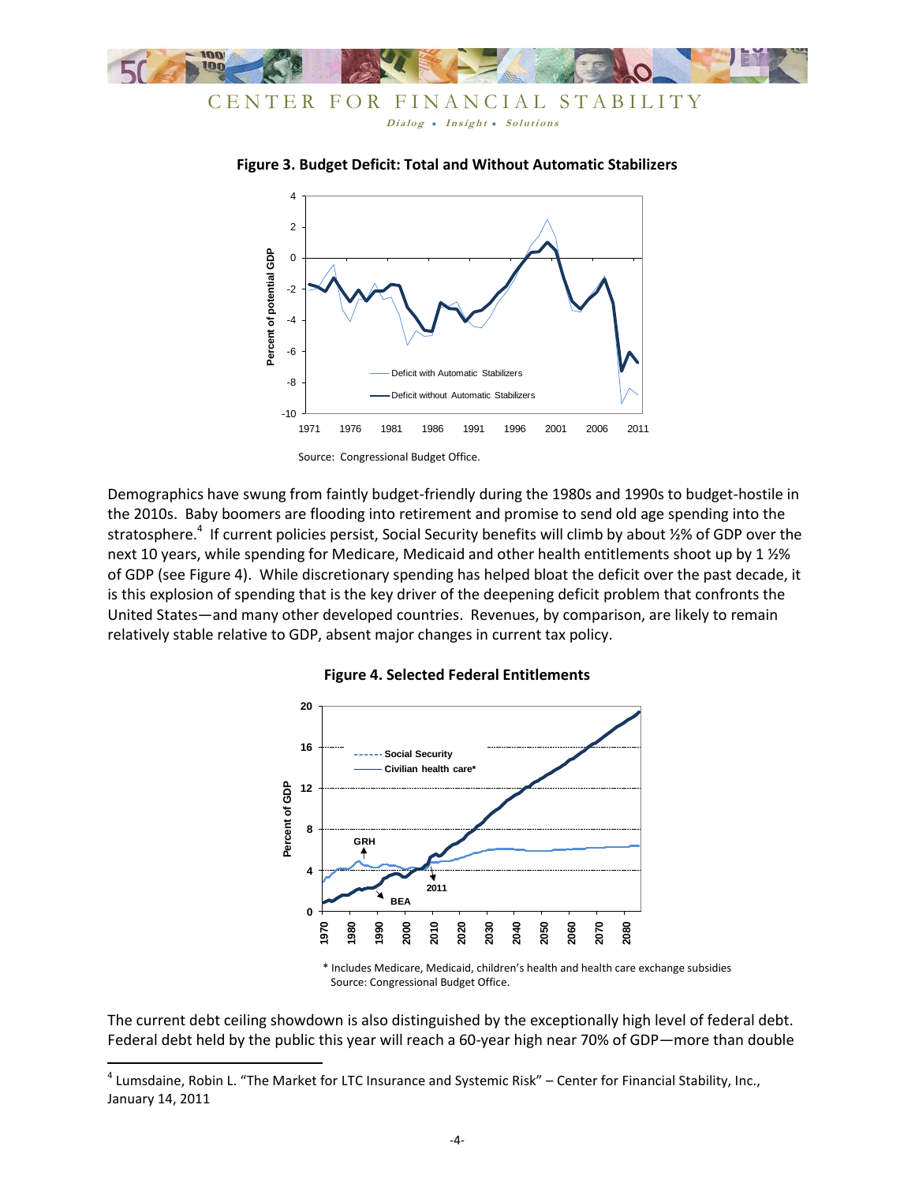**Figure 3. Budget Deficit: Total and Without Automatic Stabilizers**

Source: Congressional Budget Office.

Demographics have swung from faintly budget-friendly during the 1980s and 1990s to budget-hostile in the 2010s. Baby boomers are flooding into retirement and promise to send old age spending into the stratosphere.[4] If current policies persist, Social Security benefits will climb by about ½% of GDP over the next 10 years, while spending for Medicare, Medicaid and other health entitlements shoot up by 1 ½% of GDP (see Figure 4). While discretionary spending has helped bloat the deficit over the past decade, it is this explosion of spending that is the key driver of the deepening deficit problem that confronts the United States—and many other developed countries. Revenues, by comparison, are likely to remain relatively stable relative to GDP, absent major changes in current tax policy.

**Figure 4. Selected Federal Entitlements**

\* Includes Medicare, Medicaid, children's health and health care exchange subsidies
Source: Congressional Budget Office.

The current debt ceiling showdown is also distinguished by the exceptionally high level of federal debt. Federal debt held by the public this year will reach a 60-year high near 70% of GDP—more than double

[4] Lumsdaine, Robin L. "The Market for LTC Insurance and Systemic Risk" – Center for Financial Stability, Inc., January 14, 2011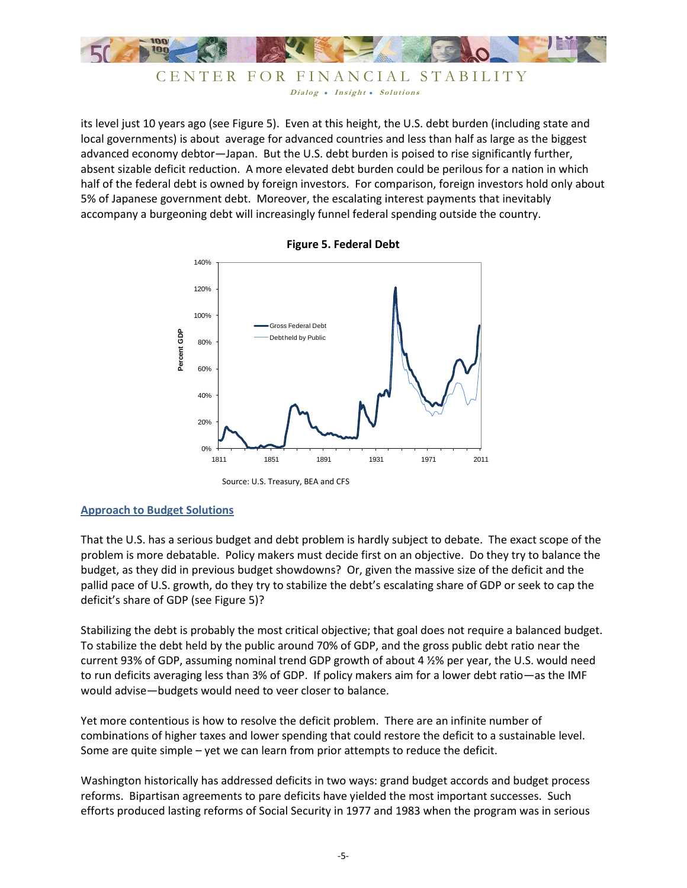its level just 10 years ago (see Figure 5). Even at this height, the U.S. debt burden (including state and local governments) is about average for advanced countries and less than half as large as the biggest advanced economy debtor—Japan. But the U.S. debt burden is poised to rise significantly further, absent sizable deficit reduction. A more elevated debt burden could be perilous for a nation in which half of the federal debt is owned by foreign investors. For comparison, foreign investors hold only about 5% of Japanese government debt. Moreover, the escalating interest payments that inevitably accompany a burgeoning debt will increasingly funnel federal spending outside the country.

**Figure 5. Federal Debt**

Source: U.S. Treasury, BEA and CFS

## Approach to Budget Solutions

That the U.S. has a serious budget and debt problem is hardly subject to debate. The exact scope of the problem is more debatable. Policy makers must decide first on an objective. Do they try to balance the budget, as they did in previous budget showdowns? Or, given the massive size of the deficit and the pallid pace of U.S. growth, do they try to stabilize the debt's escalating share of GDP or seek to cap the deficit's share of GDP (see Figure 5)?

Stabilizing the debt is probably the most critical objective; that goal does not require a balanced budget. To stabilize the debt held by the public around 70% of GDP, and the gross public debt ratio near the current 93% of GDP, assuming nominal trend GDP growth of about 4 ½% per year, the U.S. would need to run deficits averaging less than 3% of GDP. If policy makers aim for a lower debt ratio—as the IMF would advise—budgets would need to veer closer to balance.

Yet more contentious is how to resolve the deficit problem. There are an infinite number of combinations of higher taxes and lower spending that could restore the deficit to a sustainable level. Some are quite simple – yet we can learn from prior attempts to reduce the deficit.

Washington historically has addressed deficits in two ways: grand budget accords and budget process reforms. Bipartisan agreements to pare deficits have yielded the most important successes. Such efforts produced lasting reforms of Social Security in 1977 and 1983 when the program was in serious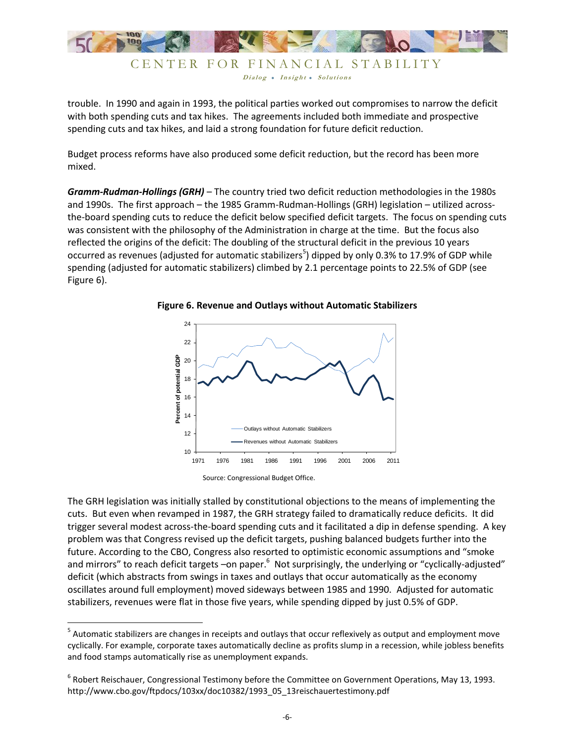trouble. In 1990 and again in 1993, the political parties worked out compromises to narrow the deficit with both spending cuts and tax hikes. The agreements included both immediate and prospective spending cuts and tax hikes, and laid a strong foundation for future deficit reduction.

Budget process reforms have also produced some deficit reduction, but the record has been more mixed.

***Gramm-Rudman-Hollings (GRH)*** – The country tried two deficit reduction methodologies in the 1980s and 1990s. The first approach – the 1985 Gramm-Rudman-Hollings (GRH) legislation – utilized across-the-board spending cuts to reduce the deficit below specified deficit targets. The focus on spending cuts was consistent with the philosophy of the Administration in charge at the time. But the focus also reflected the origins of the deficit: The doubling of the structural deficit in the previous 10 years occurred as revenues (adjusted for automatic stabilizers[5]) dipped by only 0.3% to 17.9% of GDP while spending (adjusted for automatic stabilizers) climbed by 2.1 percentage points to 22.5% of GDP (see Figure 6).

**Figure 6. Revenue and Outlays without Automatic Stabilizers**

Source: Congressional Budget Office.

The GRH legislation was initially stalled by constitutional objections to the means of implementing the cuts. But even when revamped in 1987, the GRH strategy failed to dramatically reduce deficits. It did trigger several modest across-the-board spending cuts and it facilitated a dip in defense spending. A key problem was that Congress revised up the deficit targets, pushing balanced budgets further into the future. According to the CBO, Congress also resorted to optimistic economic assumptions and "smoke and mirrors" to reach deficit targets –on paper.[6] Not surprisingly, the underlying or "cyclically-adjusted" deficit (which abstracts from swings in taxes and outlays that occur automatically as the economy oscillates around full employment) moved sideways between 1985 and 1990. Adjusted for automatic stabilizers, revenues were flat in those five years, while spending dipped by just 0.5% of GDP.

[5] Automatic stabilizers are changes in receipts and outlays that occur reflexively as output and employment move cyclically. For example, corporate taxes automatically decline as profits slump in a recession, while jobless benefits and food stamps automatically rise as unemployment expands.

[6] Robert Reischauer, Congressional Testimony before the Committee on Government Operations, May 13, 1993. http://www.cbo.gov/ftpdocs/103xx/doc10382/1993_05_13reischauertestimony.pdf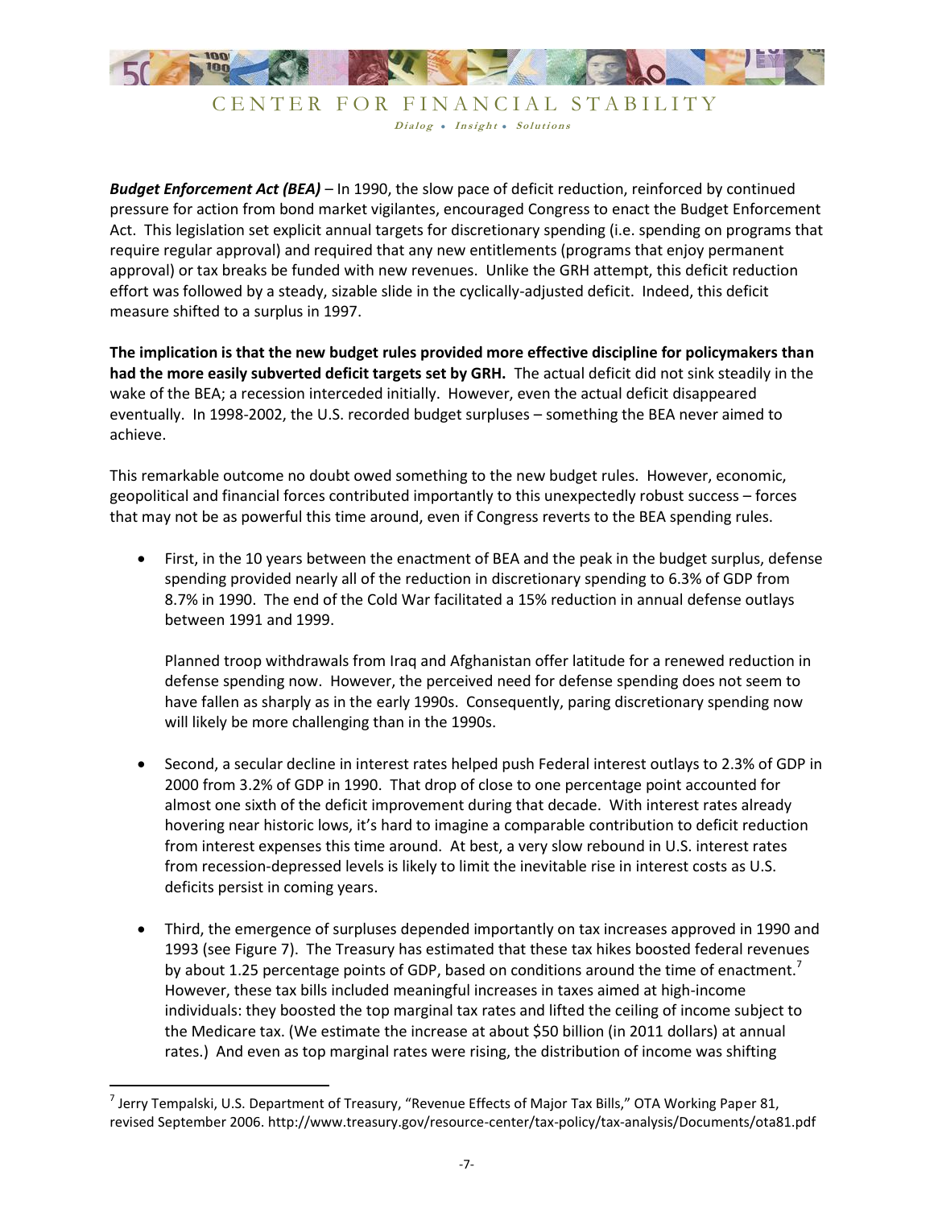***Budget Enforcement Act (BEA)*** – In 1990, the slow pace of deficit reduction, reinforced by continued pressure for action from bond market vigilantes, encouraged Congress to enact the Budget Enforcement Act. This legislation set explicit annual targets for discretionary spending (i.e. spending on programs that require regular approval) and required that any new entitlements (programs that enjoy permanent approval) or tax breaks be funded with new revenues. Unlike the GRH attempt, this deficit reduction effort was followed by a steady, sizable slide in the cyclically-adjusted deficit. Indeed, this deficit measure shifted to a surplus in 1997.

**The implication is that the new budget rules provided more effective discipline for policymakers than had the more easily subverted deficit targets set by GRH.** The actual deficit did not sink steadily in the wake of the BEA; a recession interceded initially. However, even the actual deficit disappeared eventually. In 1998-2002, the U.S. recorded budget surpluses – something the BEA never aimed to achieve.

This remarkable outcome no doubt owed something to the new budget rules. However, economic, geopolitical and financial forces contributed importantly to this unexpectedly robust success – forces that may not be as powerful this time around, even if Congress reverts to the BEA spending rules.

- First, in the 10 years between the enactment of BEA and the peak in the budget surplus, defense spending provided nearly all of the reduction in discretionary spending to 6.3% of GDP from 8.7% in 1990. The end of the Cold War facilitated a 15% reduction in annual defense outlays between 1991 and 1999.

  Planned troop withdrawals from Iraq and Afghanistan offer latitude for a renewed reduction in defense spending now. However, the perceived need for defense spending does not seem to have fallen as sharply as in the early 1990s. Consequently, paring discretionary spending now will likely be more challenging than in the 1990s.

- Second, a secular decline in interest rates helped push Federal interest outlays to 2.3% of GDP in 2000 from 3.2% of GDP in 1990. That drop of close to one percentage point accounted for almost one sixth of the deficit improvement during that decade. With interest rates already hovering near historic lows, it's hard to imagine a comparable contribution to deficit reduction from interest expenses this time around. At best, a very slow rebound in U.S. interest rates from recession-depressed levels is likely to limit the inevitable rise in interest costs as U.S. deficits persist in coming years.

- Third, the emergence of surpluses depended importantly on tax increases approved in 1990 and 1993 (see Figure 7). The Treasury has estimated that these tax hikes boosted federal revenues by about 1.25 percentage points of GDP, based on conditions around the time of enactment.[7] However, these tax bills included meaningful increases in taxes aimed at high-income individuals: they boosted the top marginal tax rates and lifted the ceiling of income subject to the Medicare tax. (We estimate the increase at about $50 billion (in 2011 dollars) at annual rates.) And even as top marginal rates were rising, the distribution of income was shifting

[7] Jerry Tempalski, U.S. Department of Treasury, "Revenue Effects of Major Tax Bills," OTA Working Paper 81, revised September 2006. http://www.treasury.gov/resource-center/tax-policy/tax-analysis/Documents/ota81.pdf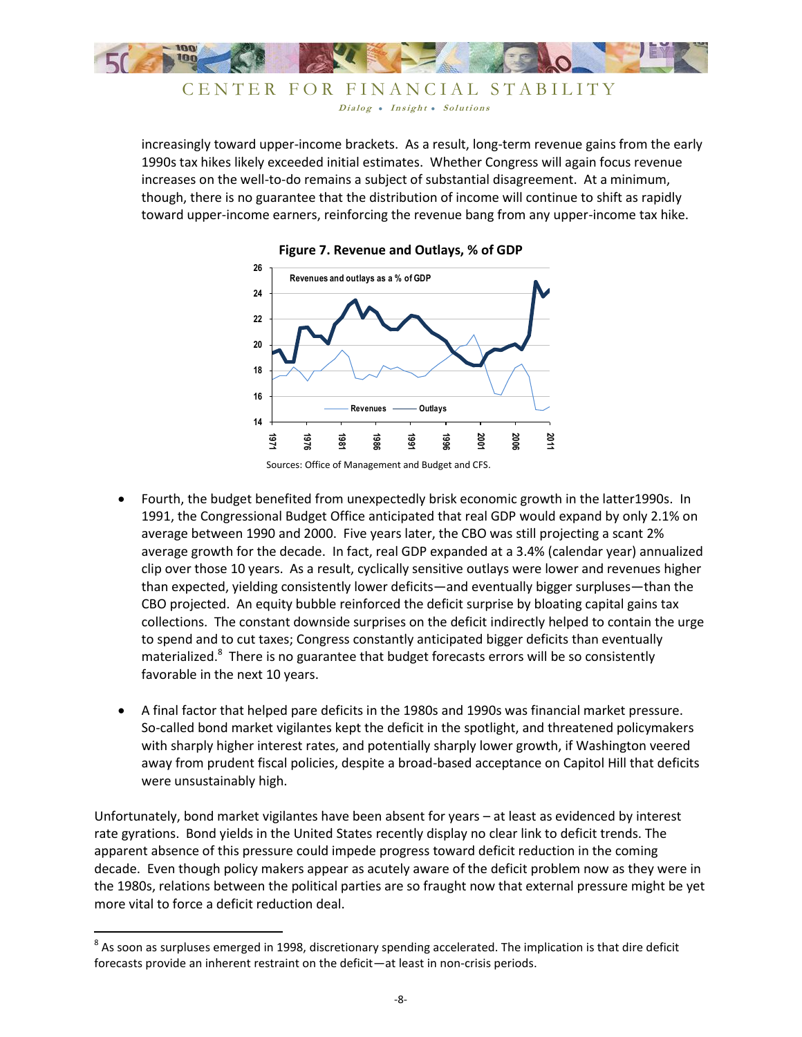increasingly toward upper-income brackets. As a result, long-term revenue gains from the early 1990s tax hikes likely exceeded initial estimates. Whether Congress will again focus revenue increases on the well-to-do remains a subject of substantial disagreement. At a minimum, though, there is no guarantee that the distribution of income will continue to shift as rapidly toward upper-income earners, reinforcing the revenue bang from any upper-income tax hike.

**Figure 7. Revenue and Outlays, % of GDP**

Sources: Office of Management and Budget and CFS.

- Fourth, the budget benefited from unexpectedly brisk economic growth in the latter1990s. In 1991, the Congressional Budget Office anticipated that real GDP would expand by only 2.1% on average between 1990 and 2000. Five years later, the CBO was still projecting a scant 2% average growth for the decade. In fact, real GDP expanded at a 3.4% (calendar year) annualized clip over those 10 years. As a result, cyclically sensitive outlays were lower and revenues higher than expected, yielding consistently lower deficits—and eventually bigger surpluses—than the CBO projected. An equity bubble reinforced the deficit surprise by bloating capital gains tax collections. The constant downside surprises on the deficit indirectly helped to contain the urge to spend and to cut taxes; Congress constantly anticipated bigger deficits than eventually materialized.[8] There is no guarantee that budget forecasts errors will be so consistently favorable in the next 10 years.

- A final factor that helped pare deficits in the 1980s and 1990s was financial market pressure. So-called bond market vigilantes kept the deficit in the spotlight, and threatened policymakers with sharply higher interest rates, and potentially sharply lower growth, if Washington veered away from prudent fiscal policies, despite a broad-based acceptance on Capitol Hill that deficits were unsustainably high.

Unfortunately, bond market vigilantes have been absent for years – at least as evidenced by interest rate gyrations. Bond yields in the United States recently display no clear link to deficit trends. The apparent absence of this pressure could impede progress toward deficit reduction in the coming decade. Even though policy makers appear as acutely aware of the deficit problem now as they were in the 1980s, relations between the political parties are so fraught now that external pressure might be yet more vital to force a deficit reduction deal.

[8] As soon as surpluses emerged in 1998, discretionary spending accelerated. The implication is that dire deficit forecasts provide an inherent restraint on the deficit—at least in non-crisis periods.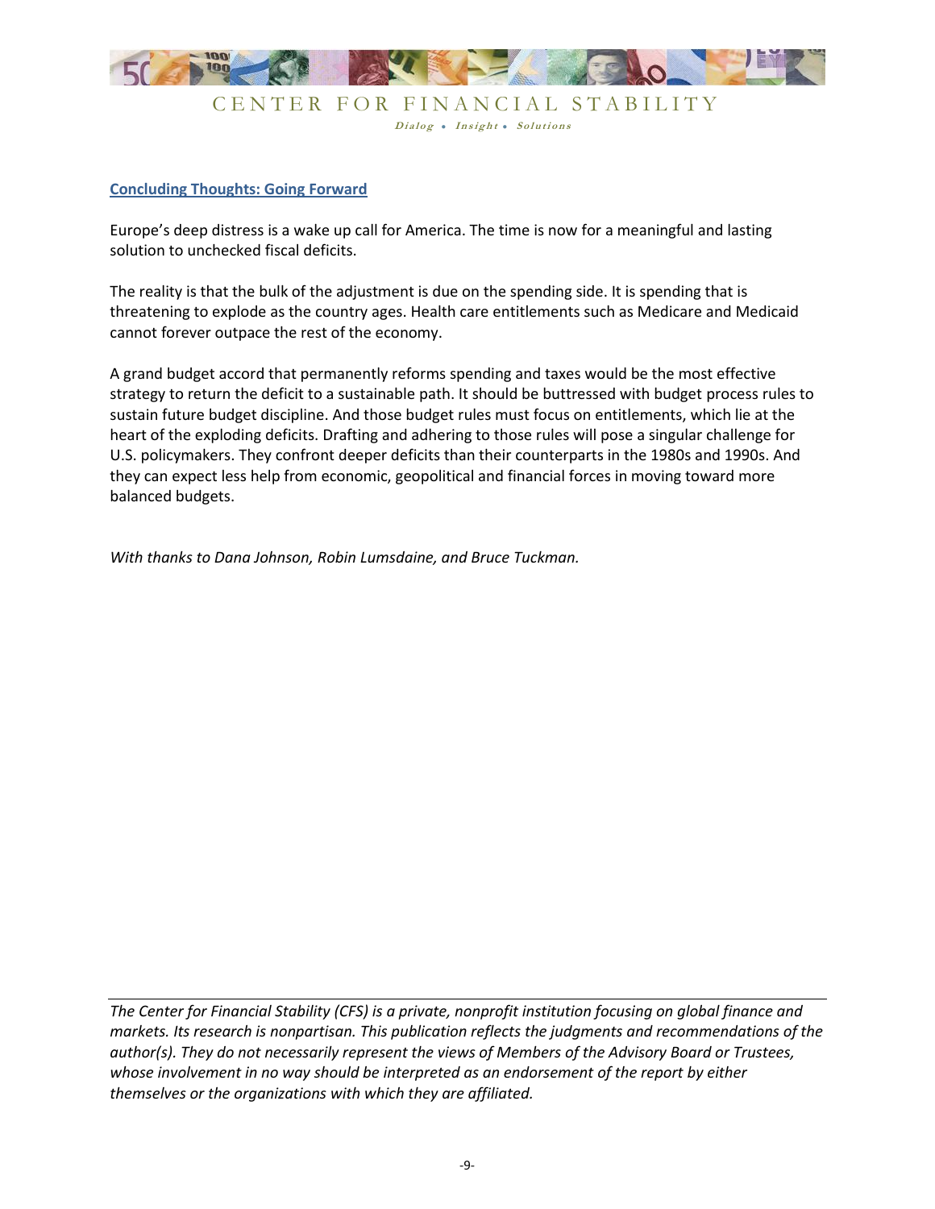## Concluding Thoughts: Going Forward

Europe's deep distress is a wake up call for America. The time is now for a meaningful and lasting solution to unchecked fiscal deficits.

The reality is that the bulk of the adjustment is due on the spending side. It is spending that is threatening to explode as the country ages. Health care entitlements such as Medicare and Medicaid cannot forever outpace the rest of the economy.

A grand budget accord that permanently reforms spending and taxes would be the most effective strategy to return the deficit to a sustainable path. It should be buttressed with budget process rules to sustain future budget discipline. And those budget rules must focus on entitlements, which lie at the heart of the exploding deficits. Drafting and adhering to those rules will pose a singular challenge for U.S. policymakers. They confront deeper deficits than their counterparts in the 1980s and 1990s. And they can expect less help from economic, geopolitical and financial forces in moving toward more balanced budgets.

*With thanks to Dana Johnson, Robin Lumsdaine, and Bruce Tuckman.*

---

*The Center for Financial Stability (CFS) is a private, nonprofit institution focusing on global finance and markets. Its research is nonpartisan. This publication reflects the judgments and recommendations of the author(s). They do not necessarily represent the views of Members of the Advisory Board or Trustees, whose involvement in no way should be interpreted as an endorsement of the report by either themselves or the organizations with which they are affiliated.*